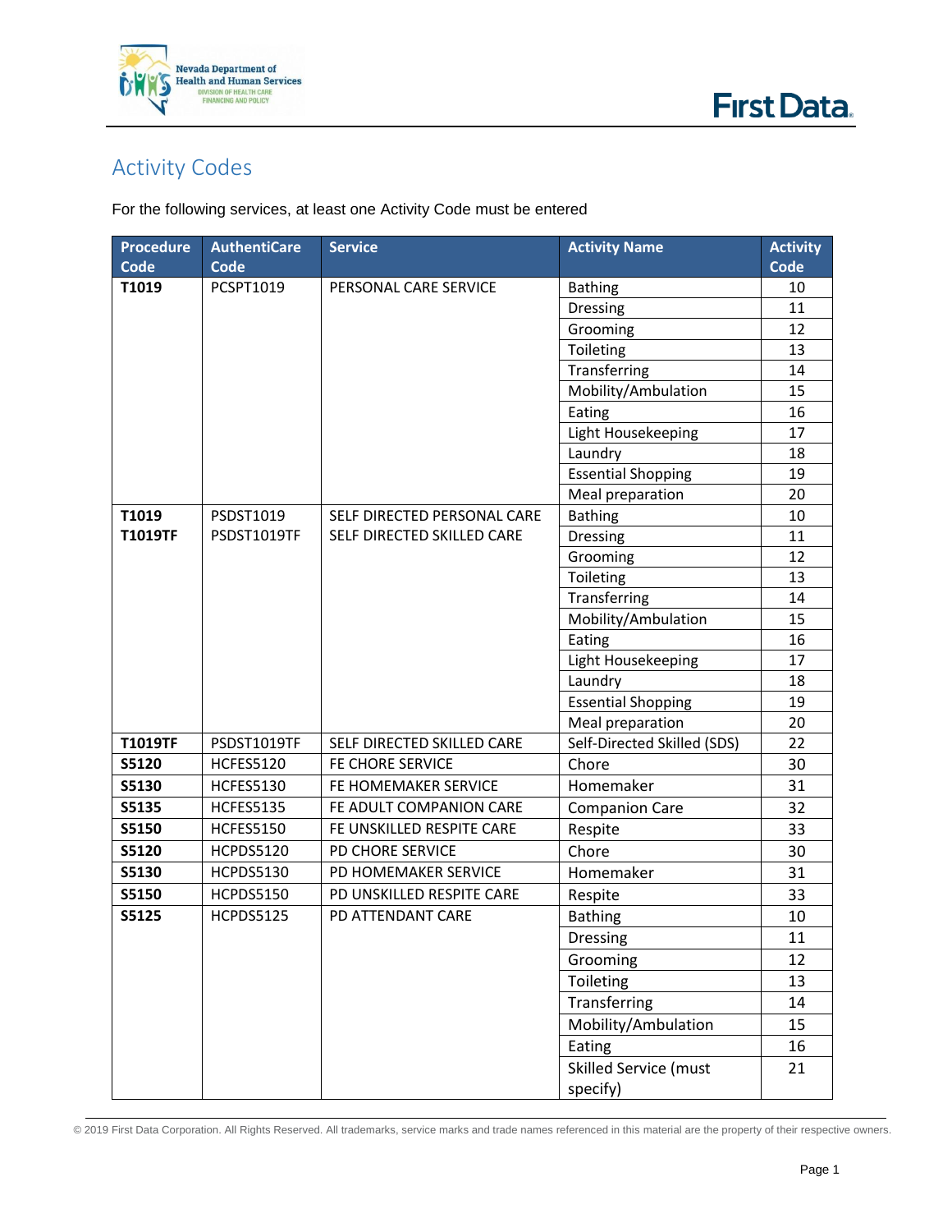# Activity Codes

For the following services, at least one Activity Code must be entered

| Procedure Code | AuthentiCare Code | Service | Activity Name | Activity Code |
|---|---|---|---|---|
| **T1019** | PCSPT1019 | PERSONAL CARE SERVICE | Bathing | 10 |
| | | | Dressing | 11 |
| | | | Grooming | 12 |
| | | | Toileting | 13 |
| | | | Transferring | 14 |
| | | | Mobility/Ambulation | 15 |
| | | | Eating | 16 |
| | | | Light Housekeeping | 17 |
| | | | Laundry | 18 |
| | | | Essential Shopping | 19 |
| | | | Meal preparation | 20 |
| **T1019** **T1019TF** | PSDST1019 PSDST1019TF | SELF DIRECTED PERSONAL CARE SELF DIRECTED SKILLED CARE | Bathing | 10 |
| | | | Dressing | 11 |
| | | | Grooming | 12 |
| | | | Toileting | 13 |
| | | | Transferring | 14 |
| | | | Mobility/Ambulation | 15 |
| | | | Eating | 16 |
| | | | Light Housekeeping | 17 |
| | | | Laundry | 18 |
| | | | Essential Shopping | 19 |
| | | | Meal preparation | 20 |
| **T1019TF** | PSDST1019TF | SELF DIRECTED SKILLED CARE | Self-Directed Skilled (SDS) | 22 |
| **S5120** | HCFES5120 | FE CHORE SERVICE | Chore | 30 |
| **S5130** | HCFES5130 | FE HOMEMAKER SERVICE | Homemaker | 31 |
| **S5135** | HCFES5135 | FE ADULT COMPANION CARE | Companion Care | 32 |
| **S5150** | HCFES5150 | FE UNSKILLED RESPITE CARE | Respite | 33 |
| **S5120** | HCPDS5120 | PD CHORE SERVICE | Chore | 30 |
| **S5130** | HCPDS5130 | PD HOMEMAKER SERVICE | Homemaker | 31 |
| **S5150** | HCPDS5150 | PD UNSKILLED RESPITE CARE | Respite | 33 |
| **S5125** | HCPDS5125 | PD ATTENDANT CARE | Bathing | 10 |
| | | | Dressing | 11 |
| | | | Grooming | 12 |
| | | | Toileting | 13 |
| | | | Transferring | 14 |
| | | | Mobility/Ambulation | 15 |
| | | | Eating | 16 |
| | | | Skilled Service (must specify) | 21 |

© 2019 First Data Corporation. All Rights Reserved. All trademarks, service marks and trade names referenced in this material are the property of their respective owners.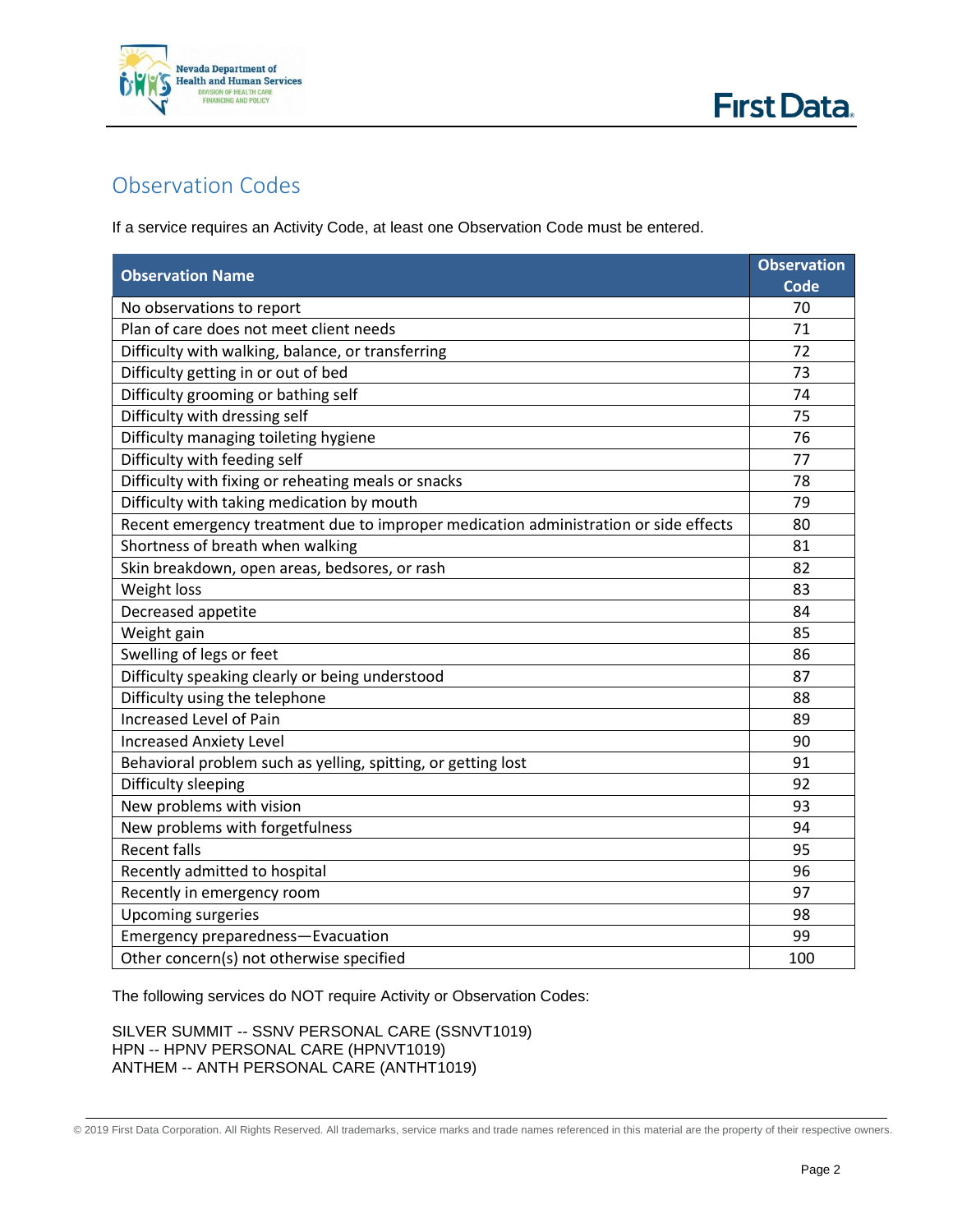## Observation Codes

If a service requires an Activity Code, at least one Observation Code must be entered.

| Observation Name | Observation Code |
|---|---|
| No observations to report | 70 |
| Plan of care does not meet client needs | 71 |
| Difficulty with walking, balance, or transferring | 72 |
| Difficulty getting in or out of bed | 73 |
| Difficulty grooming or bathing self | 74 |
| Difficulty with dressing self | 75 |
| Difficulty managing toileting hygiene | 76 |
| Difficulty with feeding self | 77 |
| Difficulty with fixing or reheating meals or snacks | 78 |
| Difficulty with taking medication by mouth | 79 |
| Recent emergency treatment due to improper medication administration or side effects | 80 |
| Shortness of breath when walking | 81 |
| Skin breakdown, open areas, bedsores, or rash | 82 |
| Weight loss | 83 |
| Decreased appetite | 84 |
| Weight gain | 85 |
| Swelling of legs or feet | 86 |
| Difficulty speaking clearly or being understood | 87 |
| Difficulty using the telephone | 88 |
| Increased Level of Pain | 89 |
| Increased Anxiety Level | 90 |
| Behavioral problem such as yelling, spitting, or getting lost | 91 |
| Difficulty sleeping | 92 |
| New problems with vision | 93 |
| New problems with forgetfulness | 94 |
| Recent falls | 95 |
| Recently admitted to hospital | 96 |
| Recently in emergency room | 97 |
| Upcoming surgeries | 98 |
| Emergency preparedness—Evacuation | 99 |
| Other concern(s) not otherwise specified | 100 |

The following services do NOT require Activity or Observation Codes:

SILVER SUMMIT -- SSNV PERSONAL CARE (SSNVT1019)
HPN -- HPNV PERSONAL CARE (HPNVT1019)
ANTHEM -- ANTH PERSONAL CARE (ANTHT1019)